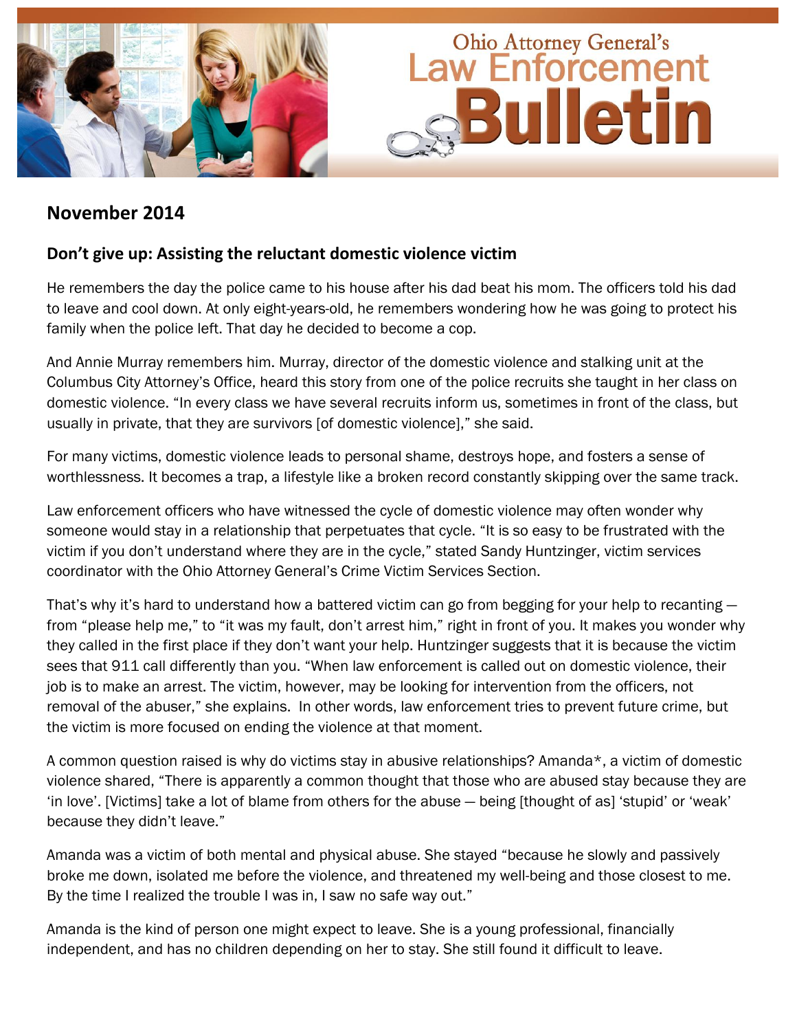# Ohio Attorney General's Law Enforcement Bulletin

## November 2014

### Don't give up: Assisting the reluctant domestic violence victim

He remembers the day the police came to his house after his dad beat his mom. The officers told his dad to leave and cool down. At only eight-years-old, he remembers wondering how he was going to protect his family when the police left. That day he decided to become a cop.

And Annie Murray remembers him. Murray, director of the domestic violence and stalking unit at the Columbus City Attorney's Office, heard this story from one of the police recruits she taught in her class on domestic violence. "In every class we have several recruits inform us, sometimes in front of the class, but usually in private, that they are survivors [of domestic violence]," she said.

For many victims, domestic violence leads to personal shame, destroys hope, and fosters a sense of worthlessness. It becomes a trap, a lifestyle like a broken record constantly skipping over the same track.

Law enforcement officers who have witnessed the cycle of domestic violence may often wonder why someone would stay in a relationship that perpetuates that cycle. "It is so easy to be frustrated with the victim if you don't understand where they are in the cycle," stated Sandy Huntzinger, victim services coordinator with the Ohio Attorney General's Crime Victim Services Section.

That's why it's hard to understand how a battered victim can go from begging for your help to recanting — from "please help me," to "it was my fault, don't arrest him," right in front of you. It makes you wonder why they called in the first place if they don't want your help. Huntzinger suggests that it is because the victim sees that 911 call differently than you. "When law enforcement is called out on domestic violence, their job is to make an arrest. The victim, however, may be looking for intervention from the officers, not removal of the abuser," she explains. In other words, law enforcement tries to prevent future crime, but the victim is more focused on ending the violence at that moment.

A common question raised is why do victims stay in abusive relationships? Amanda*, a victim of domestic violence shared, "There is apparently a common thought that those who are abused stay because they are 'in love'. [Victims] take a lot of blame from others for the abuse — being [thought of as] 'stupid' or 'weak' because they didn't leave."

Amanda was a victim of both mental and physical abuse. She stayed "because he slowly and passively broke me down, isolated me before the violence, and threatened my well-being and those closest to me. By the time I realized the trouble I was in, I saw no safe way out."

Amanda is the kind of person one might expect to leave. She is a young professional, financially independent, and has no children depending on her to stay. She still found it difficult to leave.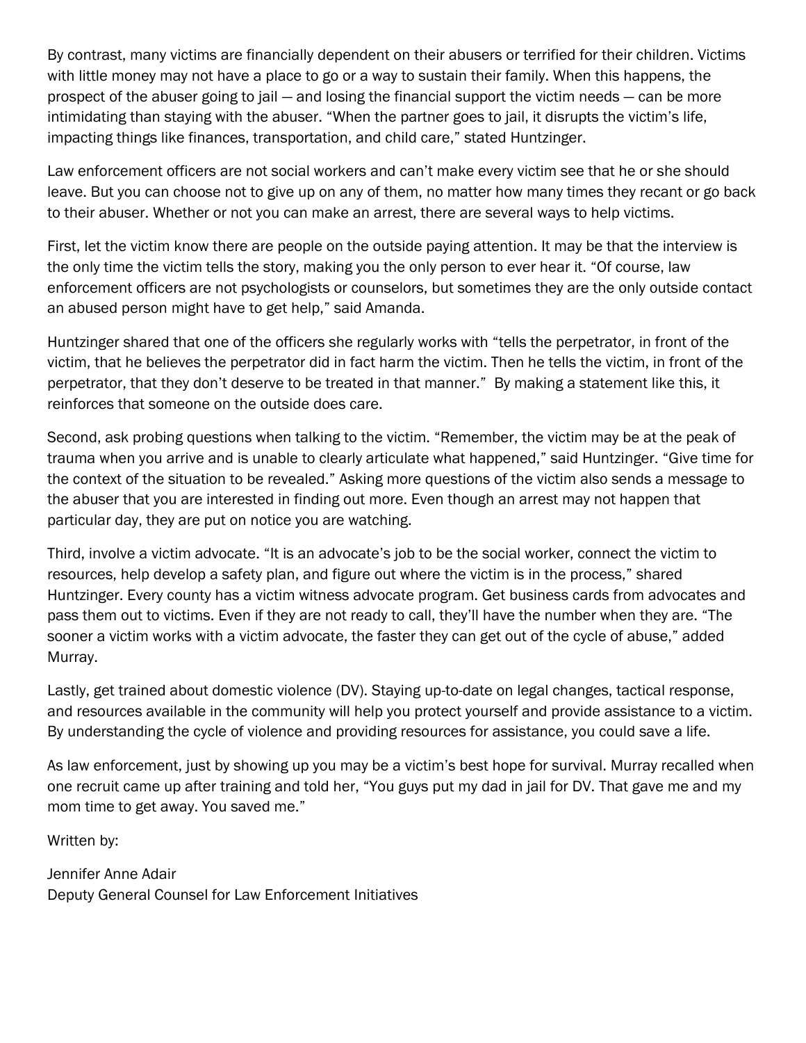By contrast, many victims are financially dependent on their abusers or terrified for their children. Victims with little money may not have a place to go or a way to sustain their family. When this happens, the prospect of the abuser going to jail — and losing the financial support the victim needs — can be more intimidating than staying with the abuser. "When the partner goes to jail, it disrupts the victim's life, impacting things like finances, transportation, and child care," stated Huntzinger.

Law enforcement officers are not social workers and can't make every victim see that he or she should leave. But you can choose not to give up on any of them, no matter how many times they recant or go back to their abuser. Whether or not you can make an arrest, there are several ways to help victims.

First, let the victim know there are people on the outside paying attention. It may be that the interview is the only time the victim tells the story, making you the only person to ever hear it. "Of course, law enforcement officers are not psychologists or counselors, but sometimes they are the only outside contact an abused person might have to get help," said Amanda.

Huntzinger shared that one of the officers she regularly works with "tells the perpetrator, in front of the victim, that he believes the perpetrator did in fact harm the victim. Then he tells the victim, in front of the perpetrator, that they don't deserve to be treated in that manner." By making a statement like this, it reinforces that someone on the outside does care.

Second, ask probing questions when talking to the victim. "Remember, the victim may be at the peak of trauma when you arrive and is unable to clearly articulate what happened," said Huntzinger. "Give time for the context of the situation to be revealed." Asking more questions of the victim also sends a message to the abuser that you are interested in finding out more. Even though an arrest may not happen that particular day, they are put on notice you are watching.

Third, involve a victim advocate. "It is an advocate's job to be the social worker, connect the victim to resources, help develop a safety plan, and figure out where the victim is in the process," shared Huntzinger. Every county has a victim witness advocate program. Get business cards from advocates and pass them out to victims. Even if they are not ready to call, they'll have the number when they are. "The sooner a victim works with a victim advocate, the faster they can get out of the cycle of abuse," added Murray.

Lastly, get trained about domestic violence (DV). Staying up-to-date on legal changes, tactical response, and resources available in the community will help you protect yourself and provide assistance to a victim. By understanding the cycle of violence and providing resources for assistance, you could save a life.

As law enforcement, just by showing up you may be a victim's best hope for survival. Murray recalled when one recruit came up after training and told her, "You guys put my dad in jail for DV. That gave me and my mom time to get away. You saved me."

Written by:

Jennifer Anne Adair
Deputy General Counsel for Law Enforcement Initiatives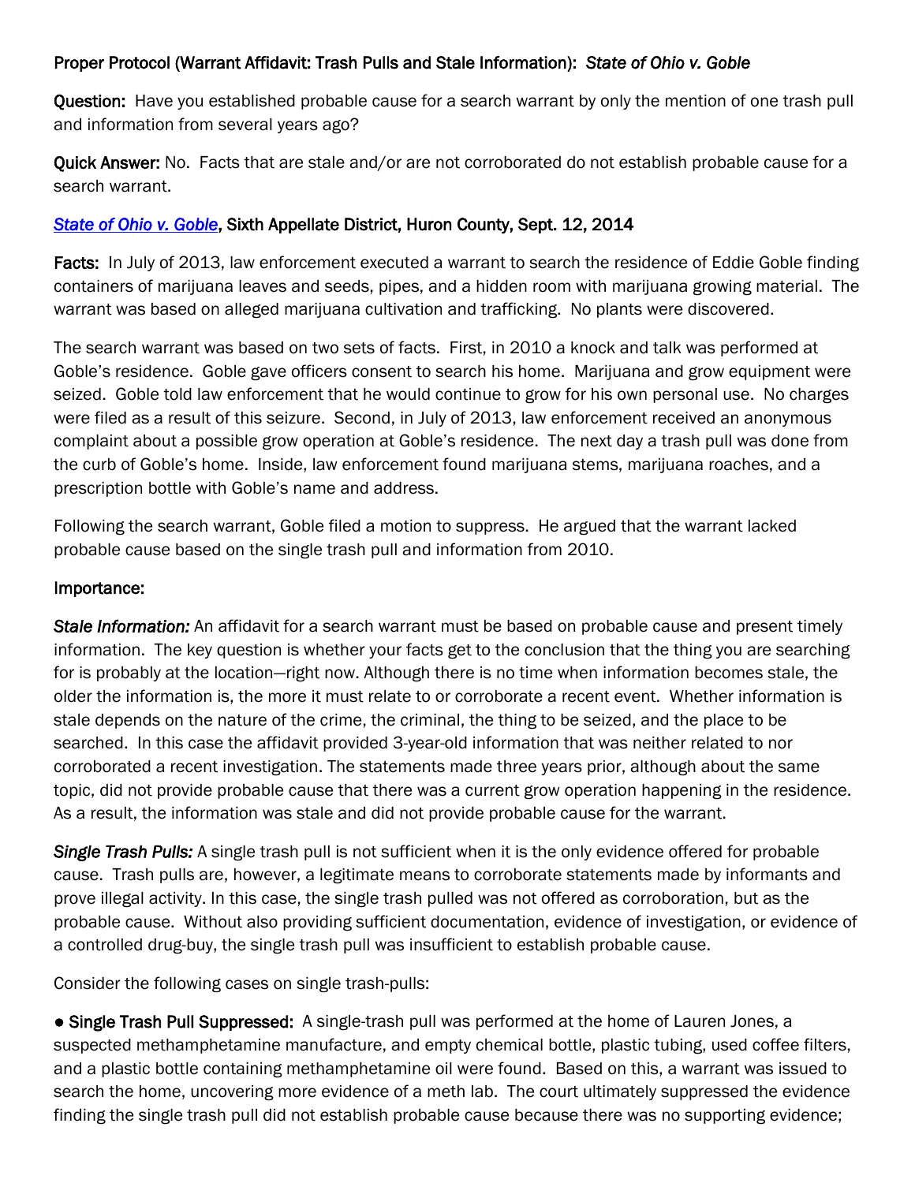**Proper Protocol (Warrant Affidavit: Trash Pulls and Stale Information):** ***State of Ohio v. Goble***

**Question:** Have you established probable cause for a search warrant by only the mention of one trash pull and information from several years ago?

**Quick Answer:** No. Facts that are stale and/or are not corroborated do not establish probable cause for a search warrant.

***State of Ohio v. Goble*, Sixth Appellate District, Huron County, Sept. 12, 2014**

**Facts:** In July of 2013, law enforcement executed a warrant to search the residence of Eddie Goble finding containers of marijuana leaves and seeds, pipes, and a hidden room with marijuana growing material. The warrant was based on alleged marijuana cultivation and trafficking. No plants were discovered.

The search warrant was based on two sets of facts. First, in 2010 a knock and talk was performed at Goble's residence. Goble gave officers consent to search his home. Marijuana and grow equipment were seized. Goble told law enforcement that he would continue to grow for his own personal use. No charges were filed as a result of this seizure. Second, in July of 2013, law enforcement received an anonymous complaint about a possible grow operation at Goble's residence. The next day a trash pull was done from the curb of Goble's home. Inside, law enforcement found marijuana stems, marijuana roaches, and a prescription bottle with Goble's name and address.

Following the search warrant, Goble filed a motion to suppress. He argued that the warrant lacked probable cause based on the single trash pull and information from 2010.

**Importance:**

***Stale Information:*** An affidavit for a search warrant must be based on probable cause and present timely information. The key question is whether your facts get to the conclusion that the thing you are searching for is probably at the location—right now. Although there is no time when information becomes stale, the older the information is, the more it must relate to or corroborate a recent event. Whether information is stale depends on the nature of the crime, the criminal, the thing to be seized, and the place to be searched. In this case the affidavit provided 3-year-old information that was neither related to nor corroborated a recent investigation. The statements made three years prior, although about the same topic, did not provide probable cause that there was a current grow operation happening in the residence. As a result, the information was stale and did not provide probable cause for the warrant.

***Single Trash Pulls:*** A single trash pull is not sufficient when it is the only evidence offered for probable cause. Trash pulls are, however, a legitimate means to corroborate statements made by informants and prove illegal activity. In this case, the single trash pulled was not offered as corroboration, but as the probable cause. Without also providing sufficient documentation, evidence of investigation, or evidence of a controlled drug-buy, the single trash pull was insufficient to establish probable cause.

Consider the following cases on single trash-pulls:

- **Single Trash Pull Suppressed:** A single-trash pull was performed at the home of Lauren Jones, a suspected methamphetamine manufacture, and empty chemical bottle, plastic tubing, used coffee filters, and a plastic bottle containing methamphetamine oil were found. Based on this, a warrant was issued to search the home, uncovering more evidence of a meth lab. The court ultimately suppressed the evidence finding the single trash pull did not establish probable cause because there was no supporting evidence;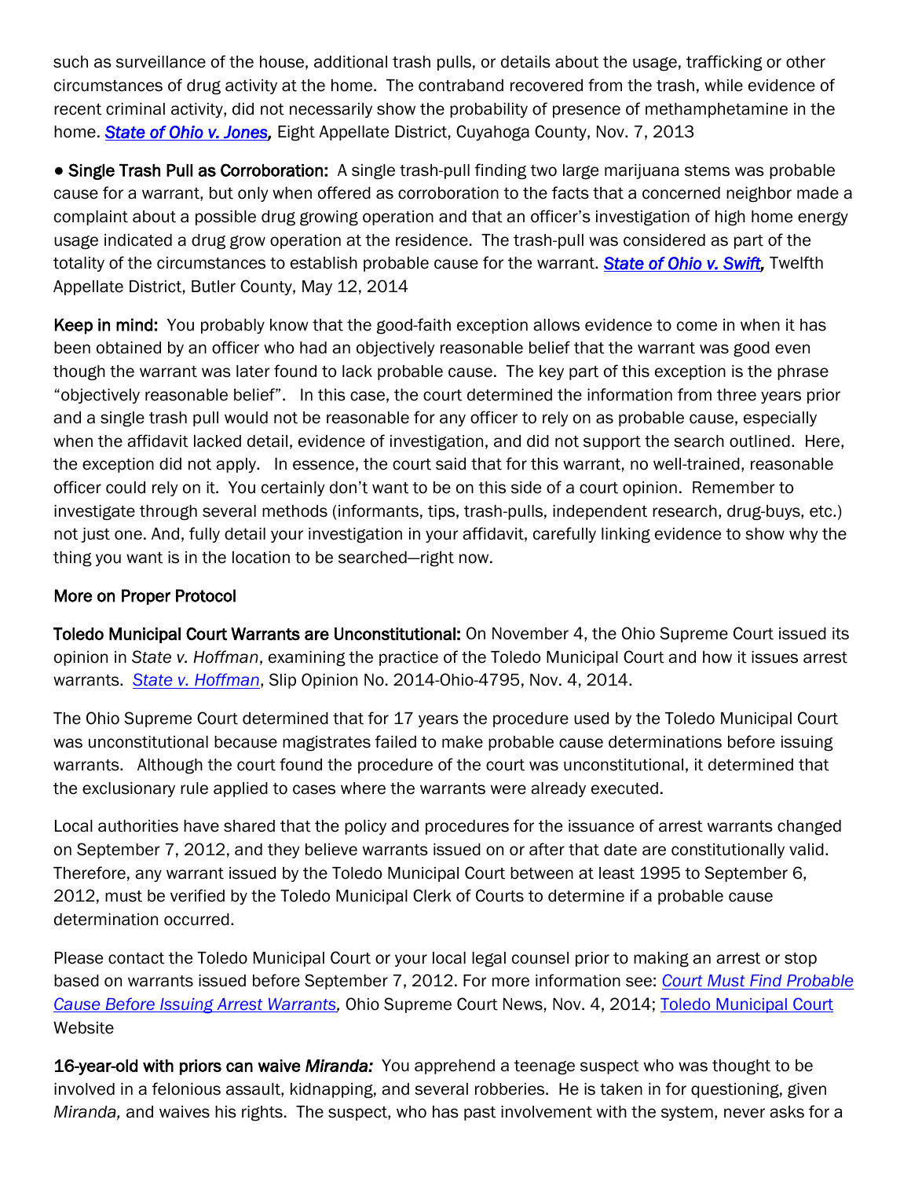such as surveillance of the house, additional trash pulls, or details about the usage, trafficking or other circumstances of drug activity at the home. The contraband recovered from the trash, while evidence of recent criminal activity, did not necessarily show the probability of presence of methamphetamine in the home. ***State of Ohio v. Jones,*** Eight Appellate District, Cuyahoga County, Nov. 7, 2013

● **Single Trash Pull as Corroboration:** A single trash-pull finding two large marijuana stems was probable cause for a warrant, but only when offered as corroboration to the facts that a concerned neighbor made a complaint about a possible drug growing operation and that an officer's investigation of high home energy usage indicated a drug grow operation at the residence. The trash-pull was considered as part of the totality of the circumstances to establish probable cause for the warrant. ***State of Ohio v. Swift,*** Twelfth Appellate District, Butler County, May 12, 2014

**Keep in mind:** You probably know that the good-faith exception allows evidence to come in when it has been obtained by an officer who had an objectively reasonable belief that the warrant was good even though the warrant was later found to lack probable cause. The key part of this exception is the phrase "objectively reasonable belief". In this case, the court determined the information from three years prior and a single trash pull would not be reasonable for any officer to rely on as probable cause, especially when the affidavit lacked detail, evidence of investigation, and did not support the search outlined. Here, the exception did not apply. In essence, the court said that for this warrant, no well-trained, reasonable officer could rely on it. You certainly don't want to be on this side of a court opinion. Remember to investigate through several methods (informants, tips, trash-pulls, independent research, drug-buys, etc.) not just one. And, fully detail your investigation in your affidavit, carefully linking evidence to show why the thing you want is in the location to be searched—right now.

## More on Proper Protocol

**Toledo Municipal Court Warrants are Unconstitutional:** On November 4, the Ohio Supreme Court issued its opinion in *State v. Hoffman*, examining the practice of the Toledo Municipal Court and how it issues arrest warrants. *State v. Hoffman*, Slip Opinion No. 2014-Ohio-4795, Nov. 4, 2014.

The Ohio Supreme Court determined that for 17 years the procedure used by the Toledo Municipal Court was unconstitutional because magistrates failed to make probable cause determinations before issuing warrants. Although the court found the procedure of the court was unconstitutional, it determined that the exclusionary rule applied to cases where the warrants were already executed.

Local authorities have shared that the policy and procedures for the issuance of arrest warrants changed on September 7, 2012, and they believe warrants issued on or after that date are constitutionally valid. Therefore, any warrant issued by the Toledo Municipal Court between at least 1995 to September 6, 2012, must be verified by the Toledo Municipal Clerk of Courts to determine if a probable cause determination occurred.

Please contact the Toledo Municipal Court or your local legal counsel prior to making an arrest or stop based on warrants issued before September 7, 2012. For more information see: *Court Must Find Probable Cause Before Issuing Arrest Warrants,* Ohio Supreme Court News, Nov. 4, 2014; Toledo Municipal Court Website

**16-year-old with priors can waive *Miranda:*** You apprehend a teenage suspect who was thought to be involved in a felonious assault, kidnapping, and several robberies. He is taken in for questioning, given *Miranda,* and waives his rights. The suspect, who has past involvement with the system, never asks for a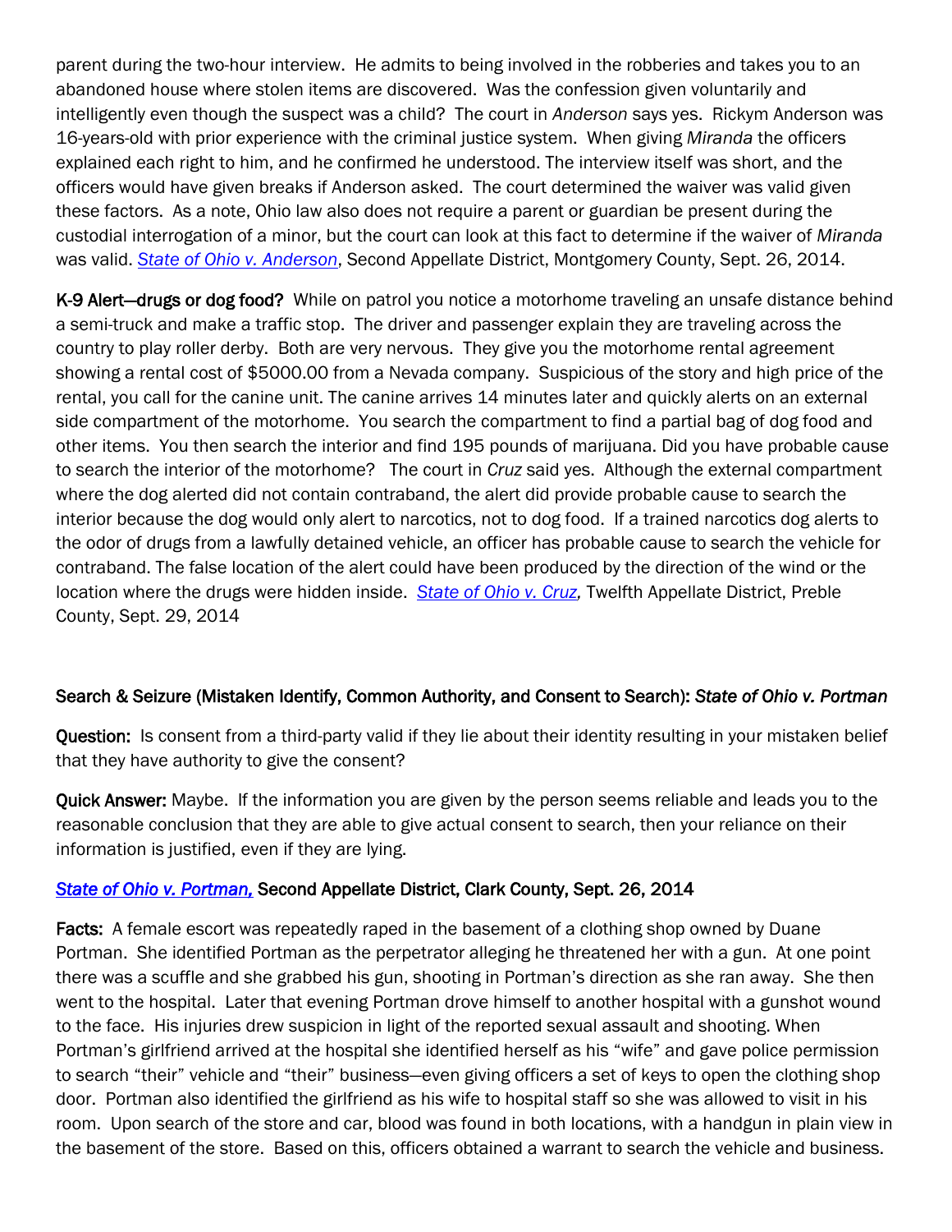parent during the two-hour interview. He admits to being involved in the robberies and takes you to an abandoned house where stolen items are discovered. Was the confession given voluntarily and intelligently even though the suspect was a child? The court in *Anderson* says yes. Rickym Anderson was 16-years-old with prior experience with the criminal justice system. When giving *Miranda* the officers explained each right to him, and he confirmed he understood. The interview itself was short, and the officers would have given breaks if Anderson asked. The court determined the waiver was valid given these factors. As a note, Ohio law also does not require a parent or guardian be present during the custodial interrogation of a minor, but the court can look at this fact to determine if the waiver of *Miranda* was valid. *State of Ohio v. Anderson*, Second Appellate District, Montgomery County, Sept. 26, 2014.

**K-9 Alert—drugs or dog food?** While on patrol you notice a motorhome traveling an unsafe distance behind a semi-truck and make a traffic stop. The driver and passenger explain they are traveling across the country to play roller derby. Both are very nervous. They give you the motorhome rental agreement showing a rental cost of $5000.00 from a Nevada company. Suspicious of the story and high price of the rental, you call for the canine unit. The canine arrives 14 minutes later and quickly alerts on an external side compartment of the motorhome. You search the compartment to find a partial bag of dog food and other items. You then search the interior and find 195 pounds of marijuana. Did you have probable cause to search the interior of the motorhome? The court in *Cruz* said yes. Although the external compartment where the dog alerted did not contain contraband, the alert did provide probable cause to search the interior because the dog would only alert to narcotics, not to dog food. If a trained narcotics dog alerts to the odor of drugs from a lawfully detained vehicle, an officer has probable cause to search the vehicle for contraband. The false location of the alert could have been produced by the direction of the wind or the location where the drugs were hidden inside. *State of Ohio v. Cruz,* Twelfth Appellate District, Preble County, Sept. 29, 2014

## Search & Seizure (Mistaken Identify, Common Authority, and Consent to Search): *State of Ohio v. Portman*

**Question:** Is consent from a third-party valid if they lie about their identity resulting in your mistaken belief that they have authority to give the consent?

**Quick Answer:** Maybe. If the information you are given by the person seems reliable and leads you to the reasonable conclusion that they are able to give actual consent to search, then your reliance on their information is justified, even if they are lying.

***State of Ohio v. Portman,*** **Second Appellate District, Clark County, Sept. 26, 2014**

**Facts:** A female escort was repeatedly raped in the basement of a clothing shop owned by Duane Portman. She identified Portman as the perpetrator alleging he threatened her with a gun. At one point there was a scuffle and she grabbed his gun, shooting in Portman's direction as she ran away. She then went to the hospital. Later that evening Portman drove himself to another hospital with a gunshot wound to the face. His injuries drew suspicion in light of the reported sexual assault and shooting. When Portman's girlfriend arrived at the hospital she identified herself as his "wife" and gave police permission to search "their" vehicle and "their" business—even giving officers a set of keys to open the clothing shop door. Portman also identified the girlfriend as his wife to hospital staff so she was allowed to visit in his room. Upon search of the store and car, blood was found in both locations, with a handgun in plain view in the basement of the store. Based on this, officers obtained a warrant to search the vehicle and business.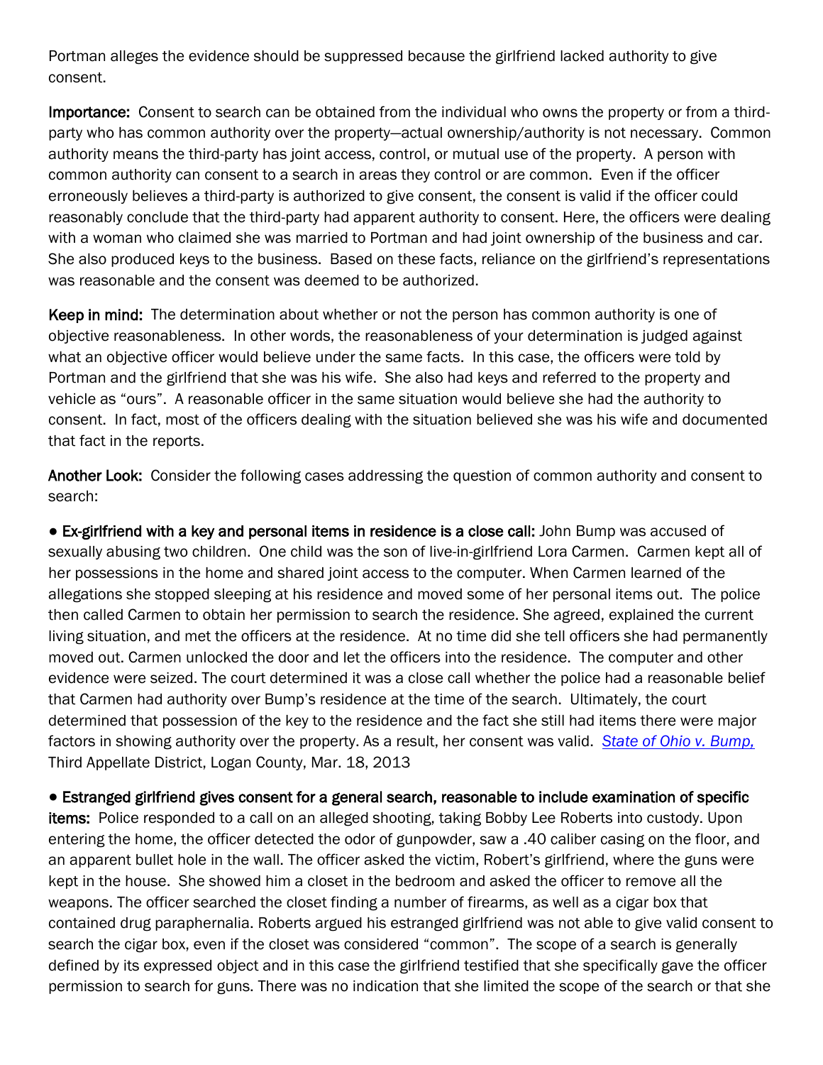Portman alleges the evidence should be suppressed because the girlfriend lacked authority to give consent.

**Importance:** Consent to search can be obtained from the individual who owns the property or from a third-party who has common authority over the property—actual ownership/authority is not necessary. Common authority means the third-party has joint access, control, or mutual use of the property. A person with common authority can consent to a search in areas they control or are common. Even if the officer erroneously believes a third-party is authorized to give consent, the consent is valid if the officer could reasonably conclude that the third-party had apparent authority to consent. Here, the officers were dealing with a woman who claimed she was married to Portman and had joint ownership of the business and car. She also produced keys to the business. Based on these facts, reliance on the girlfriend's representations was reasonable and the consent was deemed to be authorized.

**Keep in mind:** The determination about whether or not the person has common authority is one of objective reasonableness. In other words, the reasonableness of your determination is judged against what an objective officer would believe under the same facts. In this case, the officers were told by Portman and the girlfriend that she was his wife. She also had keys and referred to the property and vehicle as "ours". A reasonable officer in the same situation would believe she had the authority to consent. In fact, most of the officers dealing with the situation believed she was his wife and documented that fact in the reports.

**Another Look:** Consider the following cases addressing the question of common authority and consent to search:

- **Ex-girlfriend with a key and personal items in residence is a close call:** John Bump was accused of sexually abusing two children. One child was the son of live-in-girlfriend Lora Carmen. Carmen kept all of her possessions in the home and shared joint access to the computer. When Carmen learned of the allegations she stopped sleeping at his residence and moved some of her personal items out. The police then called Carmen to obtain her permission to search the residence. She agreed, explained the current living situation, and met the officers at the residence. At no time did she tell officers she had permanently moved out. Carmen unlocked the door and let the officers into the residence. The computer and other evidence were seized. The court determined it was a close call whether the police had a reasonable belief that Carmen had authority over Bump's residence at the time of the search. Ultimately, the court determined that possession of the key to the residence and the fact she still had items there were major factors in showing authority over the property. As a result, her consent was valid. *State of Ohio v. Bump,* Third Appellate District, Logan County, Mar. 18, 2013

- **Estranged girlfriend gives consent for a general search, reasonable to include examination of specific items:** Police responded to a call on an alleged shooting, taking Bobby Lee Roberts into custody. Upon entering the home, the officer detected the odor of gunpowder, saw a .40 caliber casing on the floor, and an apparent bullet hole in the wall. The officer asked the victim, Robert's girlfriend, where the guns were kept in the house. She showed him a closet in the bedroom and asked the officer to remove all the weapons. The officer searched the closet finding a number of firearms, as well as a cigar box that contained drug paraphernalia. Roberts argued his estranged girlfriend was not able to give valid consent to search the cigar box, even if the closet was considered "common". The scope of a search is generally defined by its expressed object and in this case the girlfriend testified that she specifically gave the officer permission to search for guns. There was no indication that she limited the scope of the search or that she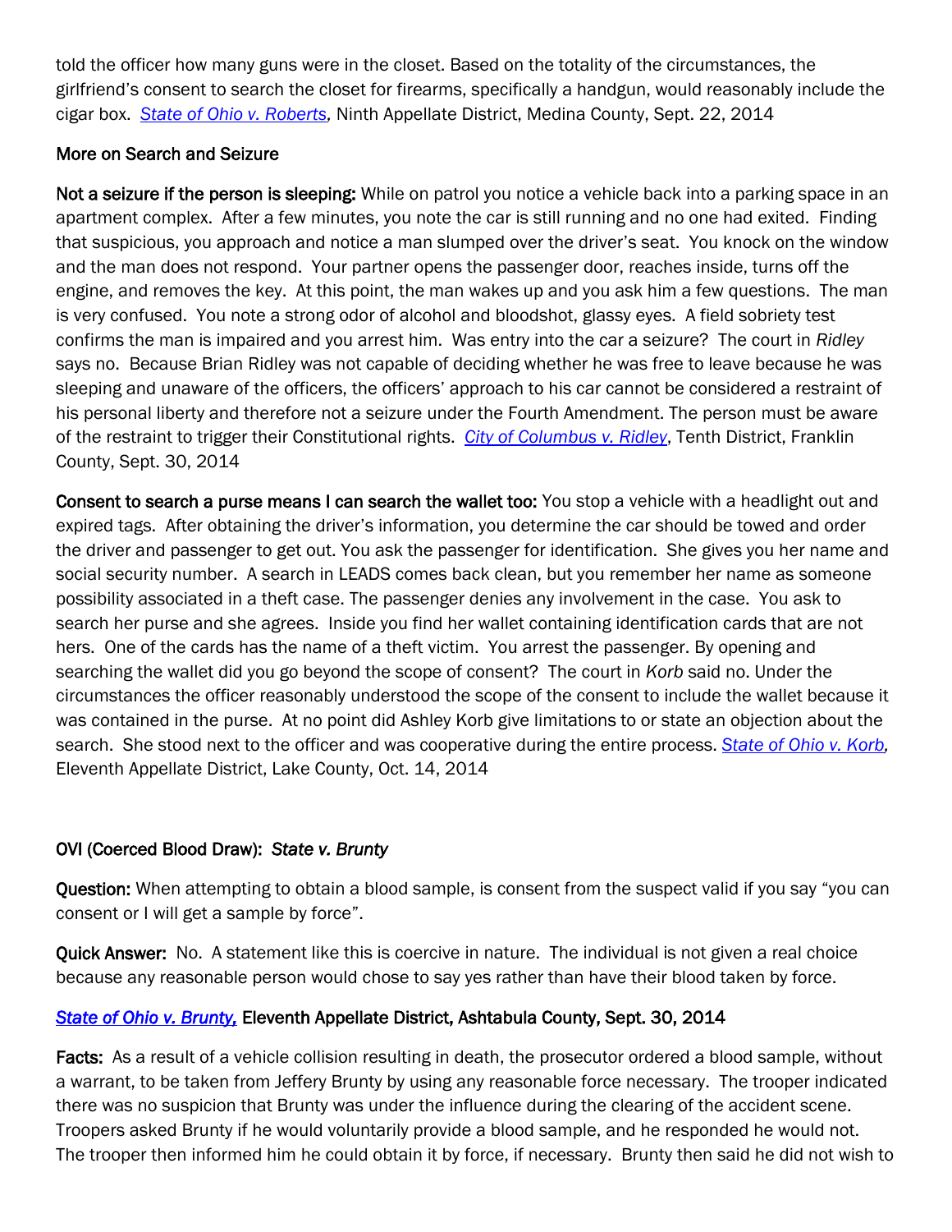told the officer how many guns were in the closet. Based on the totality of the circumstances, the girlfriend's consent to search the closet for firearms, specifically a handgun, would reasonably include the cigar box. *State of Ohio v. Roberts*, Ninth Appellate District, Medina County, Sept. 22, 2014

More on Search and Seizure

**Not a seizure if the person is sleeping:** While on patrol you notice a vehicle back into a parking space in an apartment complex. After a few minutes, you note the car is still running and no one had exited. Finding that suspicious, you approach and notice a man slumped over the driver's seat. You knock on the window and the man does not respond. Your partner opens the passenger door, reaches inside, turns off the engine, and removes the key. At this point, the man wakes up and you ask him a few questions. The man is very confused. You note a strong odor of alcohol and bloodshot, glassy eyes. A field sobriety test confirms the man is impaired and you arrest him. Was entry into the car a seizure? The court in *Ridley* says no. Because Brian Ridley was not capable of deciding whether he was free to leave because he was sleeping and unaware of the officers, the officers' approach to his car cannot be considered a restraint of his personal liberty and therefore not a seizure under the Fourth Amendment. The person must be aware of the restraint to trigger their Constitutional rights. *City of Columbus v. Ridley*, Tenth District, Franklin County, Sept. 30, 2014

**Consent to search a purse means I can search the wallet too:** You stop a vehicle with a headlight out and expired tags. After obtaining the driver's information, you determine the car should be towed and order the driver and passenger to get out. You ask the passenger for identification. She gives you her name and social security number. A search in LEADS comes back clean, but you remember her name as someone possibility associated in a theft case. The passenger denies any involvement in the case. You ask to search her purse and she agrees. Inside you find her wallet containing identification cards that are not hers. One of the cards has the name of a theft victim. You arrest the passenger. By opening and searching the wallet did you go beyond the scope of consent? The court in *Korb* said no. Under the circumstances the officer reasonably understood the scope of the consent to include the wallet because it was contained in the purse. At no point did Ashley Korb give limitations to or state an objection about the search. She stood next to the officer and was cooperative during the entire process. *State of Ohio v. Korb*, Eleventh Appellate District, Lake County, Oct. 14, 2014

OVI (Coerced Blood Draw): *State v. Brunty*

**Question:** When attempting to obtain a blood sample, is consent from the suspect valid if you say "you can consent or I will get a sample by force".

**Quick Answer:** No. A statement like this is coercive in nature. The individual is not given a real choice because any reasonable person would chose to say yes rather than have their blood taken by force.

*State of Ohio v. Brunty*, Eleventh Appellate District, Ashtabula County, Sept. 30, 2014

**Facts:** As a result of a vehicle collision resulting in death, the prosecutor ordered a blood sample, without a warrant, to be taken from Jeffery Brunty by using any reasonable force necessary. The trooper indicated there was no suspicion that Brunty was under the influence during the clearing of the accident scene. Troopers asked Brunty if he would voluntarily provide a blood sample, and he responded he would not. The trooper then informed him he could obtain it by force, if necessary. Brunty then said he did not wish to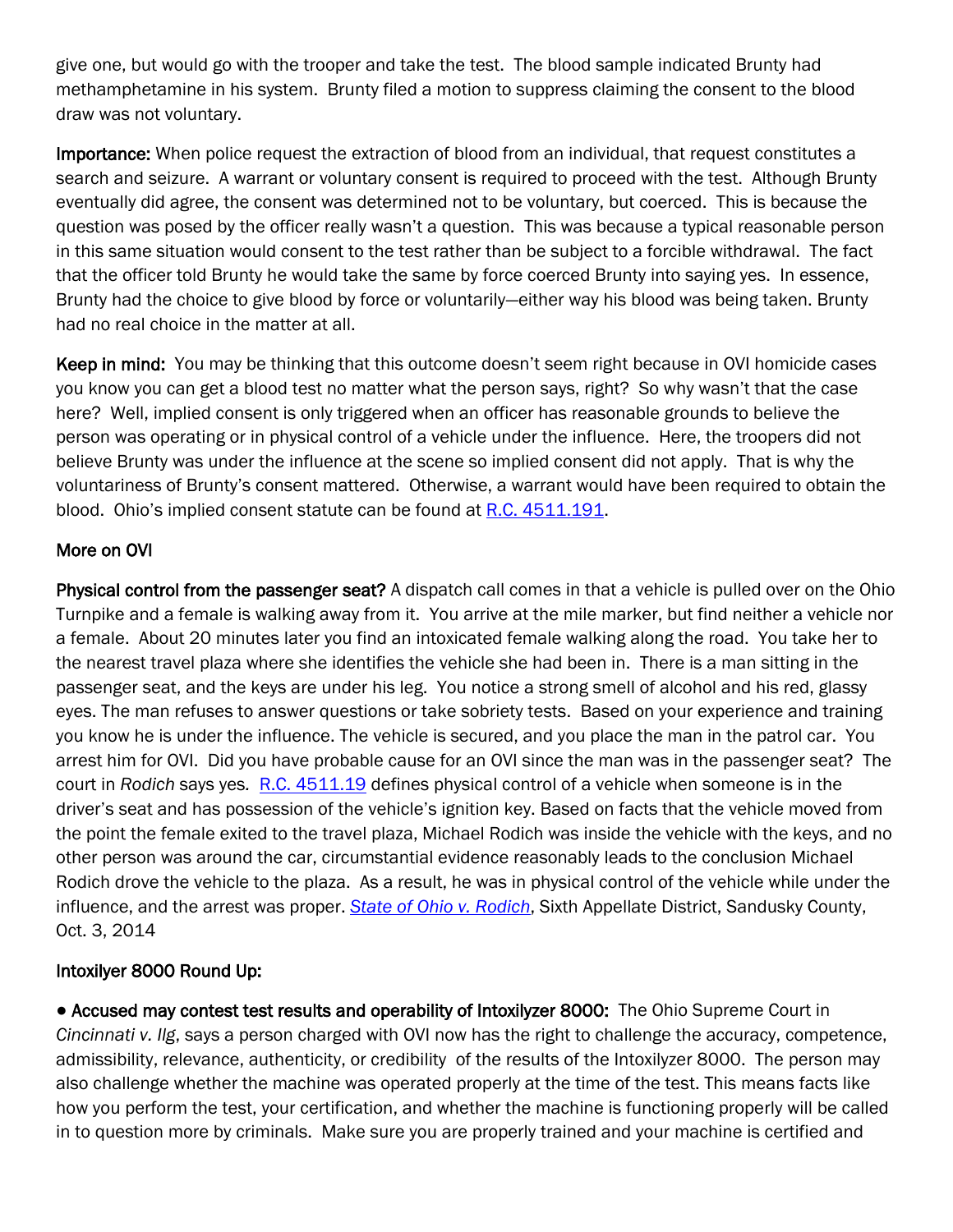give one, but would go with the trooper and take the test. The blood sample indicated Brunty had methamphetamine in his system. Brunty filed a motion to suppress claiming the consent to the blood draw was not voluntary.

**Importance:** When police request the extraction of blood from an individual, that request constitutes a search and seizure. A warrant or voluntary consent is required to proceed with the test. Although Brunty eventually did agree, the consent was determined not to be voluntary, but coerced. This is because the question was posed by the officer really wasn't a question. This was because a typical reasonable person in this same situation would consent to the test rather than be subject to a forcible withdrawal. The fact that the officer told Brunty he would take the same by force coerced Brunty into saying yes. In essence, Brunty had the choice to give blood by force or voluntarily—either way his blood was being taken. Brunty had no real choice in the matter at all.

**Keep in mind:** You may be thinking that this outcome doesn't seem right because in OVI homicide cases you know you can get a blood test no matter what the person says, right? So why wasn't that the case here? Well, implied consent is only triggered when an officer has reasonable grounds to believe the person was operating or in physical control of a vehicle under the influence. Here, the troopers did not believe Brunty was under the influence at the scene so implied consent did not apply. That is why the voluntariness of Brunty's consent mattered. Otherwise, a warrant would have been required to obtain the blood. Ohio's implied consent statute can be found at R.C. 4511.191.

## More on OVI

**Physical control from the passenger seat?** A dispatch call comes in that a vehicle is pulled over on the Ohio Turnpike and a female is walking away from it. You arrive at the mile marker, but find neither a vehicle nor a female. About 20 minutes later you find an intoxicated female walking along the road. You take her to the nearest travel plaza where she identifies the vehicle she had been in. There is a man sitting in the passenger seat, and the keys are under his leg. You notice a strong smell of alcohol and his red, glassy eyes. The man refuses to answer questions or take sobriety tests. Based on your experience and training you know he is under the influence. The vehicle is secured, and you place the man in the patrol car. You arrest him for OVI. Did you have probable cause for an OVI since the man was in the passenger seat? The court in *Rodich* says yes. R.C. 4511.19 defines physical control of a vehicle when someone is in the driver's seat and has possession of the vehicle's ignition key. Based on facts that the vehicle moved from the point the female exited to the travel plaza, Michael Rodich was inside the vehicle with the keys, and no other person was around the car, circumstantial evidence reasonably leads to the conclusion Michael Rodich drove the vehicle to the plaza. As a result, he was in physical control of the vehicle while under the influence, and the arrest was proper. *State of Ohio v. Rodich*, Sixth Appellate District, Sandusky County, Oct. 3, 2014

## Intoxilyer 8000 Round Up:

- **Accused may contest test results and operability of Intoxilyzer 8000:** The Ohio Supreme Court in *Cincinnati v. Ilg*, says a person charged with OVI now has the right to challenge the accuracy, competence, admissibility, relevance, authenticity, or credibility of the results of the Intoxilyzer 8000. The person may also challenge whether the machine was operated properly at the time of the test. This means facts like how you perform the test, your certification, and whether the machine is functioning properly will be called in to question more by criminals. Make sure you are properly trained and your machine is certified and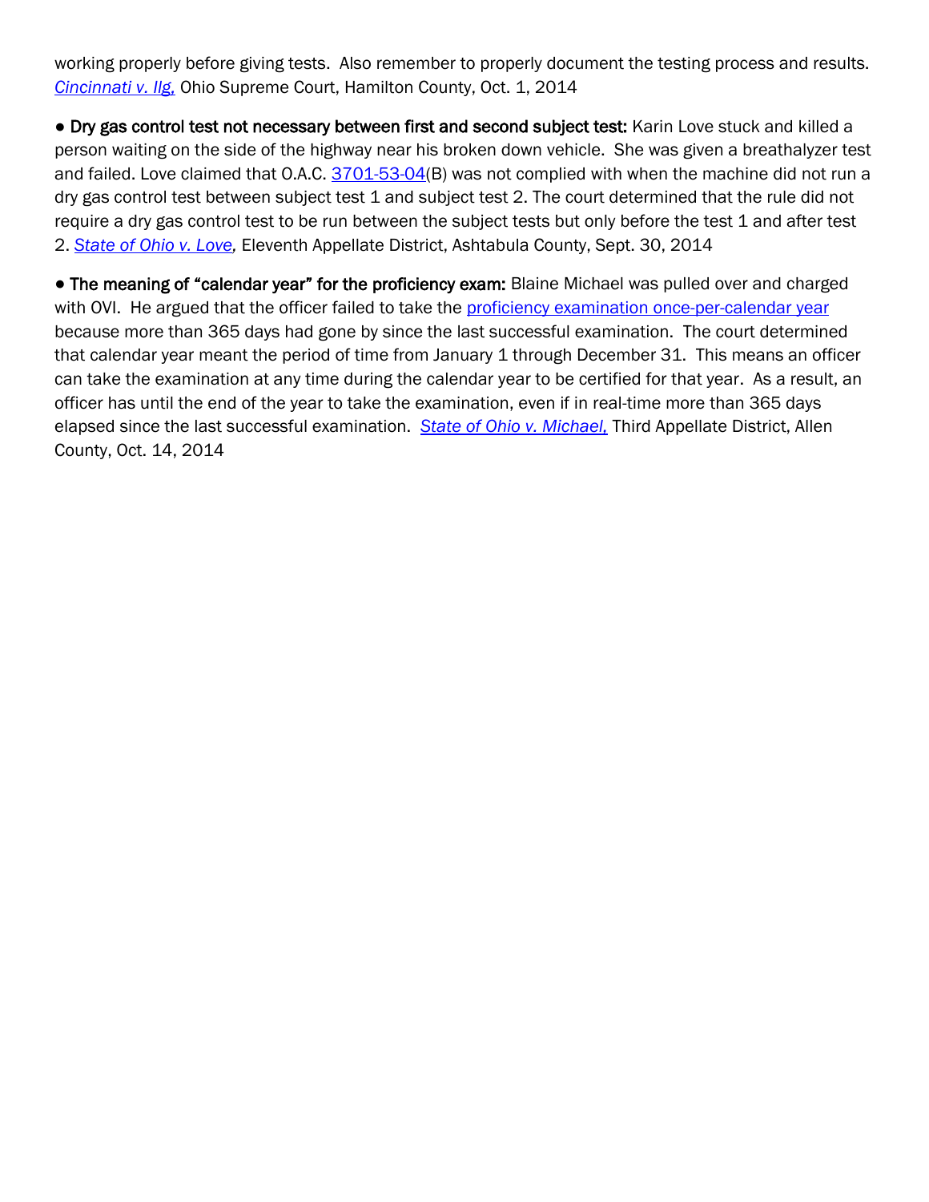working properly before giving tests. Also remember to properly document the testing process and results. *Cincinnati v. Ilg,* Ohio Supreme Court, Hamilton County, Oct. 1, 2014

● **Dry gas control test not necessary between first and second subject test:** Karin Love stuck and killed a person waiting on the side of the highway near his broken down vehicle. She was given a breathalyzer test and failed. Love claimed that O.A.C. 3701-53-04(B) was not complied with when the machine did not run a dry gas control test between subject test 1 and subject test 2. The court determined that the rule did not require a dry gas control test to be run between the subject tests but only before the test 1 and after test 2. *State of Ohio v. Love,* Eleventh Appellate District, Ashtabula County, Sept. 30, 2014

● **The meaning of "calendar year" for the proficiency exam:** Blaine Michael was pulled over and charged with OVI. He argued that the officer failed to take the proficiency examination once-per-calendar year because more than 365 days had gone by since the last successful examination. The court determined that calendar year meant the period of time from January 1 through December 31. This means an officer can take the examination at any time during the calendar year to be certified for that year. As a result, an officer has until the end of the year to take the examination, even if in real-time more than 365 days elapsed since the last successful examination. *State of Ohio v. Michael,* Third Appellate District, Allen County, Oct. 14, 2014